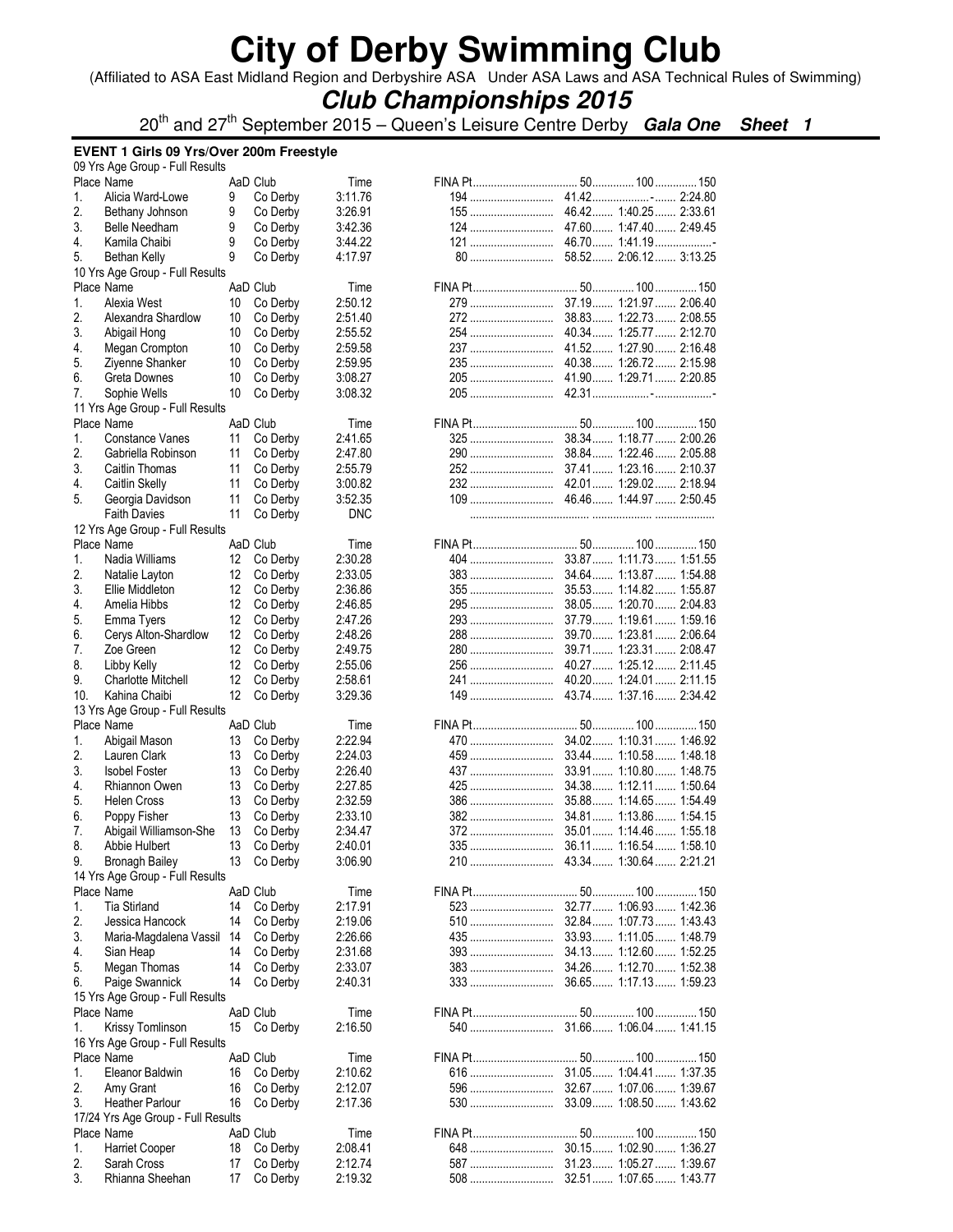# City of Derby Swimming Club

(Affiliated to ASA East Midland Region and Derbyshire ASA Under ASA Laws and ASA Technical Rules of Swimming)

## *Club Championships 2015*

20th and 27th September 2015 – Queen's Leisure Centre Derby ***Gala One Sheet 1***

### EVENT 1 Girls 09 Yrs/Over 200m Freestyle

09 Yrs Age Group - Full Results

| Place | Name | AaD | Club | Time | FINA Pt | 50 | 100 | 150 |
|---|---|---|---|---|---|---|---|---|
| 1. | Alicia Ward-Lowe | 9 | Co Derby | 3:11.76 | 194 | 41.42 | - | 2:24.80 |
| 2. | Bethany Johnson | 9 | Co Derby | 3:26.91 | 155 | 46.42 | 1:40.25 | 2:33.61 |
| 3. | Belle Needham | 9 | Co Derby | 3:42.36 | 124 | 47.60 | 1:47.40 | 2:49.45 |
| 4. | Kamila Chaibi | 9 | Co Derby | 3:44.22 | 121 | 46.70 | 1:41.19 | - |
| 5. | Bethan Kelly | 9 | Co Derby | 4:17.97 | 80 | 58.52 | 2:06.12 | 3:13.25 |

10 Yrs Age Group - Full Results

| Place | Name | AaD | Club | Time | FINA Pt | 50 | 100 | 150 |
|---|---|---|---|---|---|---|---|---|
| 1. | Alexia West | 10 | Co Derby | 2:50.12 | 279 | 37.19 | 1:21.97 | 2:06.40 |
| 2. | Alexandra Shardlow | 10 | Co Derby | 2:51.40 | 272 | 38.83 | 1:22.73 | 2:08.55 |
| 3. | Abigail Hong | 10 | Co Derby | 2:55.52 | 254 | 40.34 | 1:25.77 | 2:12.70 |
| 4. | Megan Crompton | 10 | Co Derby | 2:59.58 | 237 | 41.52 | 1:27.90 | 2:16.48 |
| 5. | Ziyenne Shanker | 10 | Co Derby | 2:59.95 | 235 | 40.38 | 1:26.72 | 2:15.98 |
| 6. | Greta Downes | 10 | Co Derby | 3:08.27 | 205 | 41.90 | 1:29.71 | 2:20.85 |
| 7. | Sophie Wells | 10 | Co Derby | 3:08.32 | 205 | 42.31 | - | - |

11 Yrs Age Group - Full Results

| Place | Name | AaD | Club | Time | FINA Pt | 50 | 100 | 150 |
|---|---|---|---|---|---|---|---|---|
| 1. | Constance Vanes | 11 | Co Derby | 2:41.65 | 325 | 38.34 | 1:18.77 | 2:00.26 |
| 2. | Gabriella Robinson | 11 | Co Derby | 2:47.80 | 290 | 38.84 | 1:22.46 | 2:05.88 |
| 3. | Caitlin Thomas | 11 | Co Derby | 2:55.79 | 252 | 37.41 | 1:23.16 | 2:10.37 |
| 4. | Caitlin Skelly | 11 | Co Derby | 3:00.82 | 232 | 42.01 | 1:29.02 | 2:18.94 |
| 5. | Georgia Davidson | 11 | Co Derby | 3:52.35 | 109 | 46.46 | 1:44.97 | 2:50.45 |
| | Faith Davies | 11 | Co Derby | DNC | | | | |

12 Yrs Age Group - Full Results

| Place | Name | AaD | Club | Time | FINA Pt | 50 | 100 | 150 |
|---|---|---|---|---|---|---|---|---|
| 1. | Nadia Williams | 12 | Co Derby | 2:30.28 | 404 | 33.87 | 1:11.73 | 1:51.55 |
| 2. | Natalie Layton | 12 | Co Derby | 2:33.05 | 383 | 34.64 | 1:13.87 | 1:54.88 |
| 3. | Ellie Middleton | 12 | Co Derby | 2:36.86 | 355 | 35.53 | 1:14.82 | 1:55.87 |
| 4. | Amelia Hibbs | 12 | Co Derby | 2:46.85 | 295 | 38.05 | 1:20.70 | 2:04.83 |
| 5. | Emma Tyers | 12 | Co Derby | 2:47.26 | 293 | 37.79 | 1:19.61 | 1:59.16 |
| 6. | Cerys Alton-Shardlow | 12 | Co Derby | 2:48.26 | 288 | 39.70 | 1:23.81 | 2:06.64 |
| 7. | Zoe Green | 12 | Co Derby | 2:49.75 | 280 | 39.71 | 1:23.31 | 2:08.47 |
| 8. | Libby Kelly | 12 | Co Derby | 2:55.06 | 256 | 40.27 | 1:25.12 | 2:11.45 |
| 9. | Charlotte Mitchell | 12 | Co Derby | 2:58.61 | 241 | 40.20 | 1:24.01 | 2:11.15 |
| 10. | Kahina Chaibi | 12 | Co Derby | 3:29.36 | 149 | 43.74 | 1:37.16 | 2:34.42 |

13 Yrs Age Group - Full Results

| Place | Name | AaD | Club | Time | FINA Pt | 50 | 100 | 150 |
|---|---|---|---|---|---|---|---|---|
| 1. | Abigail Mason | 13 | Co Derby | 2:22.94 | 470 | 34.02 | 1:10.31 | 1:46.92 |
| 2. | Lauren Clark | 13 | Co Derby | 2:24.03 | 459 | 33.44 | 1:10.58 | 1:48.18 |
| 3. | Isobel Foster | 13 | Co Derby | 2:26.40 | 437 | 33.91 | 1:10.80 | 1:48.75 |
| 4. | Rhiannon Owen | 13 | Co Derby | 2:27.85 | 425 | 34.38 | 1:12.11 | 1:50.64 |
| 5. | Helen Cross | 13 | Co Derby | 2:32.59 | 386 | 35.88 | 1:14.65 | 1:54.49 |
| 6. | Poppy Fisher | 13 | Co Derby | 2:33.10 | 382 | 34.81 | 1:13.86 | 1:54.15 |
| 7. | Abigail Williamson-She | 13 | Co Derby | 2:34.47 | 372 | 35.01 | 1:14.46 | 1:55.18 |
| 8. | Abbie Hulbert | 13 | Co Derby | 2:40.01 | 335 | 36.11 | 1:16.54 | 1:58.10 |
| 9. | Bronagh Bailey | 13 | Co Derby | 3:06.90 | 210 | 43.34 | 1:30.64 | 2:21.21 |

14 Yrs Age Group - Full Results

| Place | Name | AaD | Club | Time | FINA Pt | 50 | 100 | 150 |
|---|---|---|---|---|---|---|---|---|
| 1. | Tia Stirland | 14 | Co Derby | 2:17.91 | 523 | 32.77 | 1:06.93 | 1:42.36 |
| 2. | Jessica Hancock | 14 | Co Derby | 2:19.06 | 510 | 32.84 | 1:07.73 | 1:43.43 |
| 3. | Maria-Magdalena Vassil | 14 | Co Derby | 2:26.66 | 435 | 33.93 | 1:11.05 | 1:48.79 |
| 4. | Sian Heap | 14 | Co Derby | 2:31.68 | 393 | 34.13 | 1:12.60 | 1:52.25 |
| 5. | Megan Thomas | 14 | Co Derby | 2:33.07 | 383 | 34.26 | 1:12.70 | 1:52.38 |
| 6. | Paige Swannick | 14 | Co Derby | 2:40.31 | 333 | 36.65 | 1:17.13 | 1:59.23 |

15 Yrs Age Group - Full Results

| Place | Name | AaD | Club | Time | FINA Pt | 50 | 100 | 150 |
|---|---|---|---|---|---|---|---|---|
| 1. | Krissy Tomlinson | 15 | Co Derby | 2:16.50 | 540 | 31.66 | 1:06.04 | 1:41.15 |

16 Yrs Age Group - Full Results

| Place | Name | AaD | Club | Time | FINA Pt | 50 | 100 | 150 |
|---|---|---|---|---|---|---|---|---|
| 1. | Eleanor Baldwin | 16 | Co Derby | 2:10.62 | 616 | 31.05 | 1:04.41 | 1:37.35 |
| 2. | Amy Grant | 16 | Co Derby | 2:12.07 | 596 | 32.67 | 1:07.06 | 1:39.67 |
| 3. | Heather Parlour | 16 | Co Derby | 2:17.36 | 530 | 33.09 | 1:08.50 | 1:43.62 |

17/24 Yrs Age Group - Full Results

| Place | Name | AaD | Club | Time | FINA Pt | 50 | 100 | 150 |
|---|---|---|---|---|---|---|---|---|
| 1. | Harriet Cooper | 18 | Co Derby | 2:08.41 | 648 | 30.15 | 1:02.90 | 1:36.27 |
| 2. | Sarah Cross | 17 | Co Derby | 2:12.74 | 587 | 31.23 | 1:05.27 | 1:39.67 |
| 3. | Rhianna Sheehan | 17 | Co Derby | 2:19.32 | 508 | 32.51 | 1:07.65 | 1:43.77 |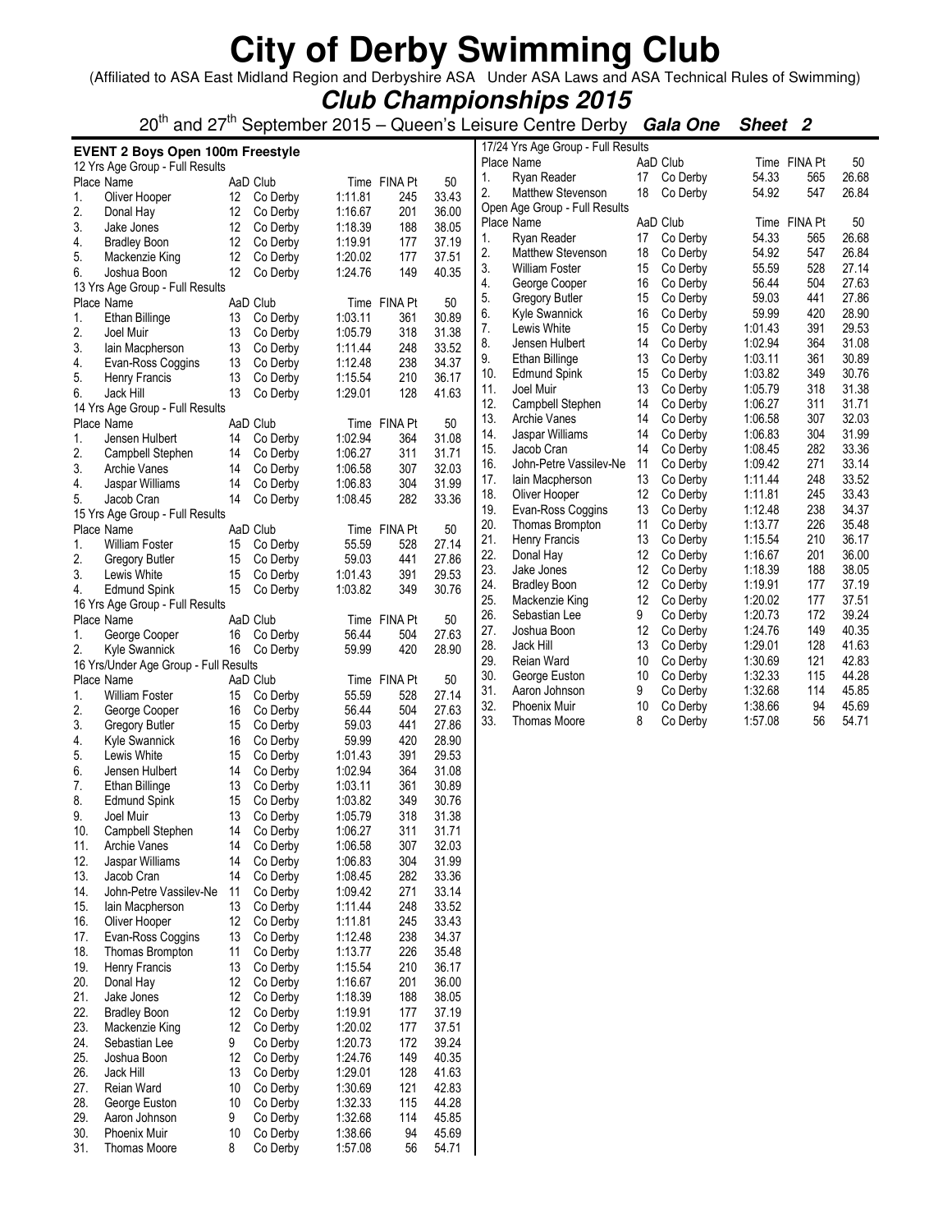# City of Derby Swimming Club

(Affiliated to ASA East Midland Region and Derbyshire ASA Under ASA Laws and ASA Technical Rules of Swimming)

## *Club Championships 2015*

20th and 27th September 2015 – Queen's Leisure Centre Derby ***Gala One Sheet 2***

### EVENT 2 Boys Open 100m Freestyle

12 Yrs Age Group - Full Results

| Place | Name | AaD | Club | Time | FINA Pt | 50 |
|---|---|---|---|---|---|---|
| 1. | Oliver Hooper | 12 | Co Derby | 1:11.81 | 245 | 33.43 |
| 2. | Donal Hay | 12 | Co Derby | 1:16.67 | 201 | 36.00 |
| 3. | Jake Jones | 12 | Co Derby | 1:18.39 | 188 | 38.05 |
| 4. | Bradley Boon | 12 | Co Derby | 1:19.91 | 177 | 37.19 |
| 5. | Mackenzie King | 12 | Co Derby | 1:20.02 | 177 | 37.51 |
| 6. | Joshua Boon | 12 | Co Derby | 1:24.76 | 149 | 40.35 |

13 Yrs Age Group - Full Results

| Place | Name | AaD | Club | Time | FINA Pt | 50 |
|---|---|---|---|---|---|---|
| 1. | Ethan Billinge | 13 | Co Derby | 1:03.11 | 361 | 30.89 |
| 2. | Joel Muir | 13 | Co Derby | 1:05.79 | 318 | 31.38 |
| 3. | Iain Macpherson | 13 | Co Derby | 1:11.44 | 248 | 33.52 |
| 4. | Evan-Ross Coggins | 13 | Co Derby | 1:12.48 | 238 | 34.37 |
| 5. | Henry Francis | 13 | Co Derby | 1:15.54 | 210 | 36.17 |
| 6. | Jack Hill | 13 | Co Derby | 1:29.01 | 128 | 41.63 |

14 Yrs Age Group - Full Results

| Place | Name | AaD | Club | Time | FINA Pt | 50 |
|---|---|---|---|---|---|---|
| 1. | Jensen Hulbert | 14 | Co Derby | 1:02.94 | 364 | 31.08 |
| 2. | Campbell Stephen | 14 | Co Derby | 1:06.27 | 311 | 31.71 |
| 3. | Archie Vanes | 14 | Co Derby | 1:06.58 | 307 | 32.03 |
| 4. | Jaspar Williams | 14 | Co Derby | 1:06.83 | 304 | 31.99 |
| 5. | Jacob Cran | 14 | Co Derby | 1:08.45 | 282 | 33.36 |

15 Yrs Age Group - Full Results

| Place | Name | AaD | Club | Time | FINA Pt | 50 |
|---|---|---|---|---|---|---|
| 1. | William Foster | 15 | Co Derby | 55.59 | 528 | 27.14 |
| 2. | Gregory Butler | 15 | Co Derby | 59.03 | 441 | 27.86 |
| 3. | Lewis White | 15 | Co Derby | 1:01.43 | 391 | 29.53 |
| 4. | Edmund Spink | 15 | Co Derby | 1:03.82 | 349 | 30.76 |

16 Yrs Age Group - Full Results

| Place | Name | AaD | Club | Time | FINA Pt | 50 |
|---|---|---|---|---|---|---|
| 1. | George Cooper | 16 | Co Derby | 56.44 | 504 | 27.63 |
| 2. | Kyle Swannick | 16 | Co Derby | 59.99 | 420 | 28.90 |

16 Yrs/Under Age Group - Full Results

| Place | Name | AaD | Club | Time | FINA Pt | 50 |
|---|---|---|---|---|---|---|
| 1. | William Foster | 15 | Co Derby | 55.59 | 528 | 27.14 |
| 2. | George Cooper | 16 | Co Derby | 56.44 | 504 | 27.63 |
| 3. | Gregory Butler | 15 | Co Derby | 59.03 | 441 | 27.86 |
| 4. | Kyle Swannick | 16 | Co Derby | 59.99 | 420 | 28.90 |
| 5. | Lewis White | 15 | Co Derby | 1:01.43 | 391 | 29.53 |
| 6. | Jensen Hulbert | 14 | Co Derby | 1:02.94 | 364 | 31.08 |
| 7. | Ethan Billinge | 13 | Co Derby | 1:03.11 | 361 | 30.89 |
| 8. | Edmund Spink | 15 | Co Derby | 1:03.82 | 349 | 30.76 |
| 9. | Joel Muir | 13 | Co Derby | 1:05.79 | 318 | 31.38 |
| 10. | Campbell Stephen | 14 | Co Derby | 1:06.27 | 311 | 31.71 |
| 11. | Archie Vanes | 14 | Co Derby | 1:06.58 | 307 | 32.03 |
| 12. | Jaspar Williams | 14 | Co Derby | 1:06.83 | 304 | 31.99 |
| 13. | Jacob Cran | 14 | Co Derby | 1:08.45 | 282 | 33.36 |
| 14. | John-Petre Vassilev-Ne | 11 | Co Derby | 1:09.42 | 271 | 33.14 |
| 15. | Iain Macpherson | 13 | Co Derby | 1:11.44 | 248 | 33.52 |
| 16. | Oliver Hooper | 12 | Co Derby | 1:11.81 | 245 | 33.43 |
| 17. | Evan-Ross Coggins | 13 | Co Derby | 1:12.48 | 238 | 34.37 |
| 18. | Thomas Brompton | 11 | Co Derby | 1:13.77 | 226 | 35.48 |
| 19. | Henry Francis | 13 | Co Derby | 1:15.54 | 210 | 36.17 |
| 20. | Donal Hay | 12 | Co Derby | 1:16.67 | 201 | 36.00 |
| 21. | Jake Jones | 12 | Co Derby | 1:18.39 | 188 | 38.05 |
| 22. | Bradley Boon | 12 | Co Derby | 1:19.91 | 177 | 37.19 |
| 23. | Mackenzie King | 12 | Co Derby | 1:20.02 | 177 | 37.51 |
| 24. | Sebastian Lee | 9 | Co Derby | 1:20.73 | 172 | 39.24 |
| 25. | Joshua Boon | 12 | Co Derby | 1:24.76 | 149 | 40.35 |
| 26. | Jack Hill | 13 | Co Derby | 1:29.01 | 128 | 41.63 |
| 27. | Reian Ward | 10 | Co Derby | 1:30.69 | 121 | 42.83 |
| 28. | George Euston | 10 | Co Derby | 1:32.33 | 115 | 44.28 |
| 29. | Aaron Johnson | 9 | Co Derby | 1:32.68 | 114 | 45.85 |
| 30. | Phoenix Muir | 10 | Co Derby | 1:38.66 | 94 | 45.69 |
| 31. | Thomas Moore | 8 | Co Derby | 1:57.08 | 56 | 54.71 |

17/24 Yrs Age Group - Full Results

| Place | Name | AaD | Club | Time | FINA Pt | 50 |
|---|---|---|---|---|---|---|
| 1. | Ryan Reader | 17 | Co Derby | 54.33 | 565 | 26.68 |
| 2. | Matthew Stevenson | 18 | Co Derby | 54.92 | 547 | 26.84 |

Open Age Group - Full Results

| Place | Name | AaD | Club | Time | FINA Pt | 50 |
|---|---|---|---|---|---|---|
| 1. | Ryan Reader | 17 | Co Derby | 54.33 | 565 | 26.68 |
| 2. | Matthew Stevenson | 18 | Co Derby | 54.92 | 547 | 26.84 |
| 3. | William Foster | 15 | Co Derby | 55.59 | 528 | 27.14 |
| 4. | George Cooper | 16 | Co Derby | 56.44 | 504 | 27.63 |
| 5. | Gregory Butler | 15 | Co Derby | 59.03 | 441 | 27.86 |
| 6. | Kyle Swannick | 16 | Co Derby | 59.99 | 420 | 28.90 |
| 7. | Lewis White | 15 | Co Derby | 1:01.43 | 391 | 29.53 |
| 8. | Jensen Hulbert | 14 | Co Derby | 1:02.94 | 364 | 31.08 |
| 9. | Ethan Billinge | 13 | Co Derby | 1:03.11 | 361 | 30.89 |
| 10. | Edmund Spink | 15 | Co Derby | 1:03.82 | 349 | 30.76 |
| 11. | Joel Muir | 13 | Co Derby | 1:05.79 | 318 | 31.38 |
| 12. | Campbell Stephen | 14 | Co Derby | 1:06.27 | 311 | 31.71 |
| 13. | Archie Vanes | 14 | Co Derby | 1:06.58 | 307 | 32.03 |
| 14. | Jaspar Williams | 14 | Co Derby | 1:06.83 | 304 | 31.99 |
| 15. | Jacob Cran | 14 | Co Derby | 1:08.45 | 282 | 33.36 |
| 16. | John-Petre Vassilev-Ne | 11 | Co Derby | 1:09.42 | 271 | 33.14 |
| 17. | Iain Macpherson | 13 | Co Derby | 1:11.44 | 248 | 33.52 |
| 18. | Oliver Hooper | 12 | Co Derby | 1:11.81 | 245 | 33.43 |
| 19. | Evan-Ross Coggins | 13 | Co Derby | 1:12.48 | 238 | 34.37 |
| 20. | Thomas Brompton | 11 | Co Derby | 1:13.77 | 226 | 35.48 |
| 21. | Henry Francis | 13 | Co Derby | 1:15.54 | 210 | 36.17 |
| 22. | Donal Hay | 12 | Co Derby | 1:16.67 | 201 | 36.00 |
| 23. | Jake Jones | 12 | Co Derby | 1:18.39 | 188 | 38.05 |
| 24. | Bradley Boon | 12 | Co Derby | 1:19.91 | 177 | 37.19 |
| 25. | Mackenzie King | 12 | Co Derby | 1:20.02 | 177 | 37.51 |
| 26. | Sebastian Lee | 9 | Co Derby | 1:20.73 | 172 | 39.24 |
| 27. | Joshua Boon | 12 | Co Derby | 1:24.76 | 149 | 40.35 |
| 28. | Jack Hill | 13 | Co Derby | 1:29.01 | 128 | 41.63 |
| 29. | Reian Ward | 10 | Co Derby | 1:30.69 | 121 | 42.83 |
| 30. | George Euston | 10 | Co Derby | 1:32.33 | 115 | 44.28 |
| 31. | Aaron Johnson | 9 | Co Derby | 1:32.68 | 114 | 45.85 |
| 32. | Phoenix Muir | 10 | Co Derby | 1:38.66 | 94 | 45.69 |
| 33. | Thomas Moore | 8 | Co Derby | 1:57.08 | 56 | 54.71 |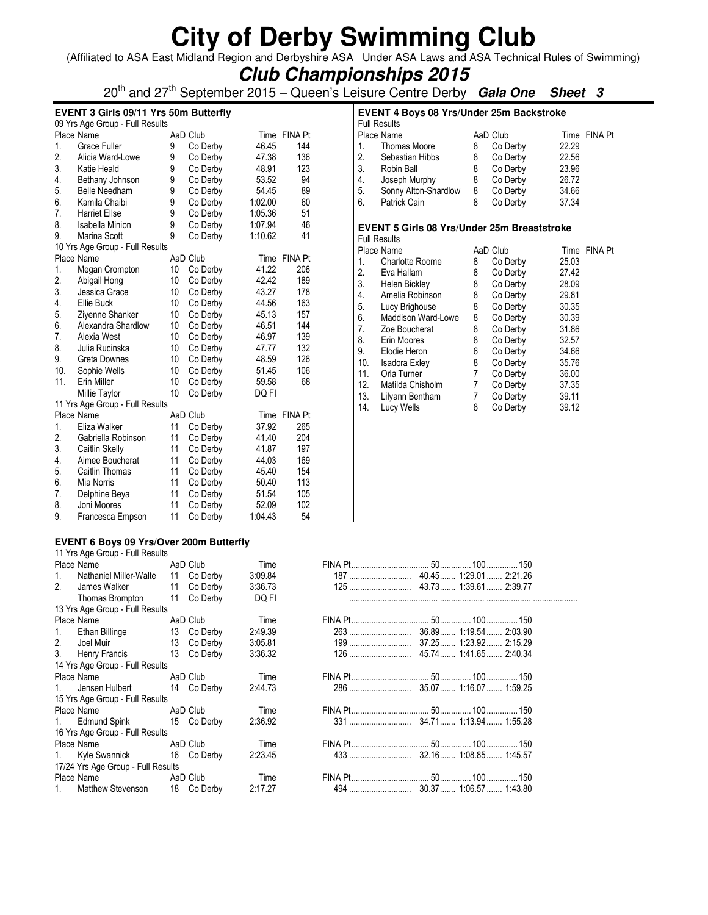# City of Derby Swimming Club

(Affiliated to ASA East Midland Region and Derbyshire ASA Under ASA Laws and ASA Technical Rules of Swimming)

## *Club Championships 2015*

20th and 27th September 2015 – Queen's Leisure Centre Derby ***Gala One Sheet 3***

### EVENT 3 Girls 09/11 Yrs 50m Butterfly

09 Yrs Age Group - Full Results

| Place | Name | AaD | Club | Time | FINA Pt |
|---|---|---|---|---|---|
| 1. | Grace Fuller | 9 | Co Derby | 46.45 | 144 |
| 2. | Alicia Ward-Lowe | 9 | Co Derby | 47.38 | 136 |
| 3. | Katie Heald | 9 | Co Derby | 48.91 | 123 |
| 4. | Bethany Johnson | 9 | Co Derby | 53.52 | 94 |
| 5. | Belle Needham | 9 | Co Derby | 54.45 | 89 |
| 6. | Kamila Chaibi | 9 | Co Derby | 1:02.00 | 60 |
| 7. | Harriet Ellse | 9 | Co Derby | 1:05.36 | 51 |
| 8. | Isabella Minion | 9 | Co Derby | 1:07.94 | 46 |
| 9. | Marina Scott | 9 | Co Derby | 1:10.62 | 41 |

10 Yrs Age Group - Full Results

| Place | Name | AaD | Club | Time | FINA Pt |
|---|---|---|---|---|---|
| 1. | Megan Crompton | 10 | Co Derby | 41.22 | 206 |
| 2. | Abigail Hong | 10 | Co Derby | 42.42 | 189 |
| 3. | Jessica Grace | 10 | Co Derby | 43.27 | 178 |
| 4. | Ellie Buck | 10 | Co Derby | 44.56 | 163 |
| 5. | Ziyenne Shanker | 10 | Co Derby | 45.13 | 157 |
| 6. | Alexandra Shardlow | 10 | Co Derby | 46.51 | 144 |
| 7. | Alexia West | 10 | Co Derby | 46.97 | 139 |
| 8. | Julia Rucinska | 10 | Co Derby | 47.77 | 132 |
| 9. | Greta Downes | 10 | Co Derby | 48.59 | 126 |
| 10. | Sophie Wells | 10 | Co Derby | 51.45 | 106 |
| 11. | Erin Miller | 10 | Co Derby | 59.58 | 68 |
| | Millie Taylor | 10 | Co Derby | DQ FI | |

11 Yrs Age Group - Full Results

| Place | Name | AaD | Club | Time | FINA Pt |
|---|---|---|---|---|---|
| 1. | Eliza Walker | 11 | Co Derby | 37.92 | 265 |
| 2. | Gabriella Robinson | 11 | Co Derby | 41.40 | 204 |
| 3. | Caitlin Skelly | 11 | Co Derby | 41.87 | 197 |
| 4. | Aimee Boucherat | 11 | Co Derby | 44.03 | 169 |
| 5. | Caitlin Thomas | 11 | Co Derby | 45.40 | 154 |
| 6. | Mia Norris | 11 | Co Derby | 50.40 | 113 |
| 7. | Delphine Beya | 11 | Co Derby | 51.54 | 105 |
| 8. | Joni Moores | 11 | Co Derby | 52.09 | 102 |
| 9. | Francesca Empson | 11 | Co Derby | 1:04.43 | 54 |

### EVENT 4 Boys 08 Yrs/Under 25m Backstroke

Full Results

| Place | Name | AaD | Club | Time | FINA Pt |
|---|---|---|---|---|---|
| 1. | Thomas Moore | 8 | Co Derby | 22.29 | |
| 2. | Sebastian Hibbs | 8 | Co Derby | 22.56 | |
| 3. | Robin Ball | 8 | Co Derby | 23.96 | |
| 4. | Joseph Murphy | 8 | Co Derby | 26.72 | |
| 5. | Sonny Alton-Shardlow | 8 | Co Derby | 34.66 | |
| 6. | Patrick Cain | 8 | Co Derby | 37.34 | |

### EVENT 5 Girls 08 Yrs/Under 25m Breaststroke

Full Results

| Place | Name | AaD | Club | Time | FINA Pt |
|---|---|---|---|---|---|
| 1. | Charlotte Roome | 8 | Co Derby | 25.03 | |
| 2. | Eva Hallam | 8 | Co Derby | 27.42 | |
| 3. | Helen Bickley | 8 | Co Derby | 28.09 | |
| 4. | Amelia Robinson | 8 | Co Derby | 29.81 | |
| 5. | Lucy Brighouse | 8 | Co Derby | 30.35 | |
| 6. | Maddison Ward-Lowe | 8 | Co Derby | 30.39 | |
| 7. | Zoe Boucherat | 8 | Co Derby | 31.86 | |
| 8. | Erin Moores | 8 | Co Derby | 32.57 | |
| 9. | Elodie Heron | 6 | Co Derby | 34.66 | |
| 10. | Isadora Exley | 8 | Co Derby | 35.76 | |
| 11. | Orla Turner | 7 | Co Derby | 36.00 | |
| 12. | Matilda Chisholm | 7 | Co Derby | 37.35 | |
| 13. | Lilyann Bentham | 7 | Co Derby | 39.11 | |
| 14. | Lucy Wells | 8 | Co Derby | 39.12 | |

### EVENT 6 Boys 09 Yrs/Over 200m Butterfly

11 Yrs Age Group - Full Results

| Place | Name | AaD | Club | Time | FINA Pt | 50 | 100 | 150 |
|---|---|---|---|---|---|---|---|---|
| 1. | Nathaniel Miller-Walte | 11 | Co Derby | 3:09.84 | 187 | 40.45 | 1:29.01 | 2:21.26 |
| 2. | James Walker | 11 | Co Derby | 3:36.73 | 125 | 43.73 | 1:39.61 | 2:39.77 |
| | Thomas Brompton | 11 | Co Derby | DQ FI | | | | |

13 Yrs Age Group - Full Results

| Place | Name | AaD | Club | Time | FINA Pt | 50 | 100 | 150 |
|---|---|---|---|---|---|---|---|---|
| 1. | Ethan Billinge | 13 | Co Derby | 2:49.39 | 263 | 36.89 | 1:19.54 | 2:03.90 |
| 2. | Joel Muir | 13 | Co Derby | 3:05.81 | 199 | 37.25 | 1:23.92 | 2:15.29 |
| 3. | Henry Francis | 13 | Co Derby | 3:36.32 | 126 | 45.74 | 1:41.65 | 2:40.34 |

14 Yrs Age Group - Full Results

| Place | Name | AaD | Club | Time | FINA Pt | 50 | 100 | 150 |
|---|---|---|---|---|---|---|---|---|
| 1. | Jensen Hulbert | 14 | Co Derby | 2:44.73 | 286 | 35.07 | 1:16.07 | 1:59.25 |

15 Yrs Age Group - Full Results

| Place | Name | AaD | Club | Time | FINA Pt | 50 | 100 | 150 |
|---|---|---|---|---|---|---|---|---|
| 1. | Edmund Spink | 15 | Co Derby | 2:36.92 | 331 | 34.71 | 1:13.94 | 1:55.28 |

16 Yrs Age Group - Full Results

| Place | Name | AaD | Club | Time | FINA Pt | 50 | 100 | 150 |
|---|---|---|---|---|---|---|---|---|
| 1. | Kyle Swannick | 16 | Co Derby | 2:23.45 | 433 | 32.16 | 1:08.85 | 1:45.57 |

17/24 Yrs Age Group - Full Results

| Place | Name | AaD | Club | Time | FINA Pt | 50 | 100 | 150 |
|---|---|---|---|---|---|---|---|---|
| 1. | Matthew Stevenson | 18 | Co Derby | 2:17.27 | 494 | 30.37 | 1:06.57 | 1:43.80 |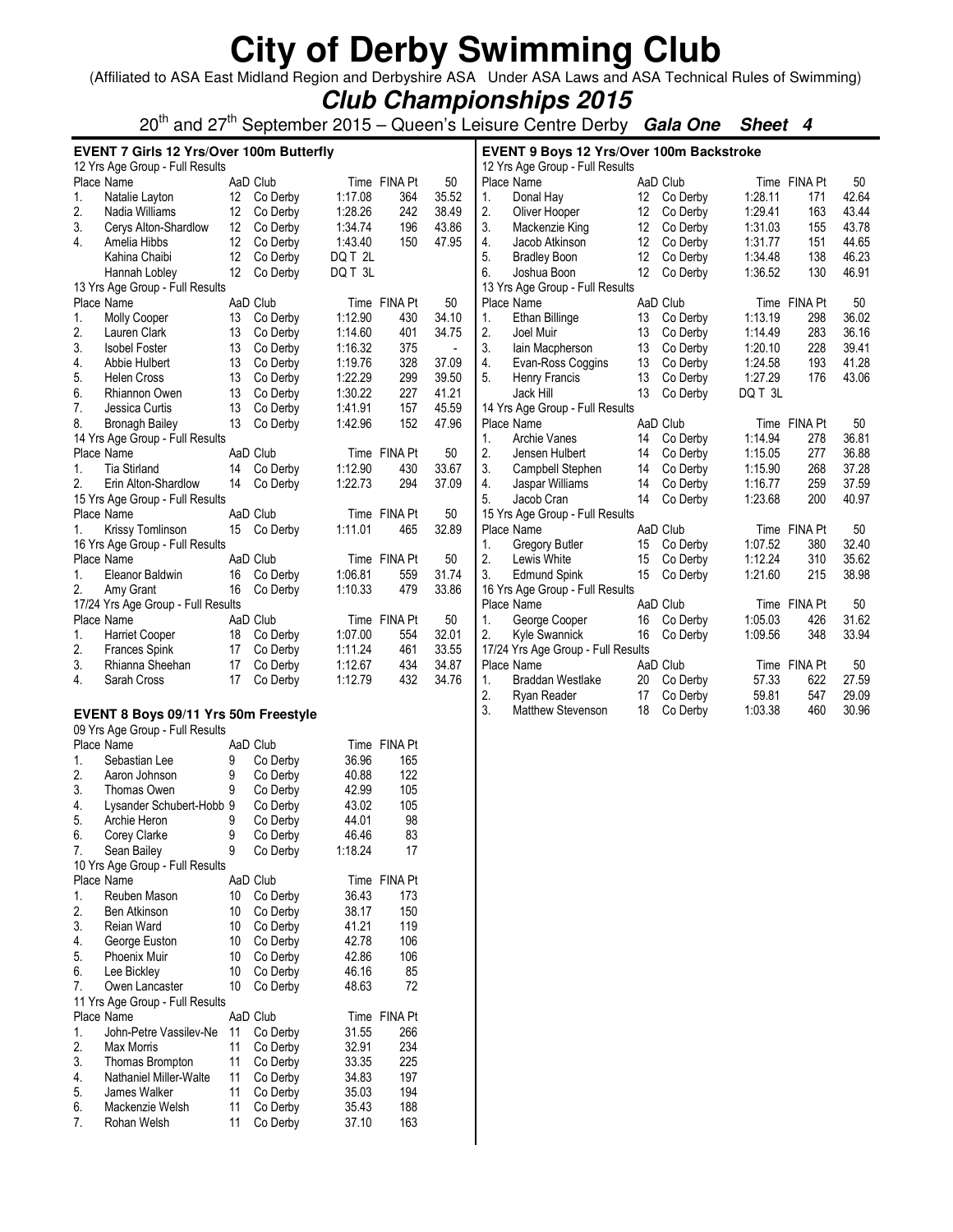# City of Derby Swimming Club

(Affiliated to ASA East Midland Region and Derbyshire ASA Under ASA Laws and ASA Technical Rules of Swimming)

## *Club Championships 2015*

20th and 27th September 2015 – Queen's Leisure Centre Derby ***Gala One Sheet 4***

### EVENT 7 Girls 12 Yrs/Over 100m Butterfly

12 Yrs Age Group - Full Results

| Place | Name | AaD | Club | Time | FINA Pt | 50 |
|---|---|---|---|---|---|---|
| 1. | Natalie Layton | 12 | Co Derby | 1:17.08 | 364 | 35.52 |
| 2. | Nadia Williams | 12 | Co Derby | 1:28.26 | 242 | 38.49 |
| 3. | Cerys Alton-Shardlow | 12 | Co Derby | 1:34.74 | 196 | 43.86 |
| 4. | Amelia Hibbs | 12 | Co Derby | 1:43.40 | 150 | 47.95 |
| | Kahina Chaibi | 12 | Co Derby | DQ T 2L | | |
| | Hannah Lobley | 12 | Co Derby | DQ T 3L | | |

13 Yrs Age Group - Full Results

| Place | Name | AaD | Club | Time | FINA Pt | 50 |
|---|---|---|---|---|---|---|
| 1. | Molly Cooper | 13 | Co Derby | 1:12.90 | 430 | 34.10 |
| 2. | Lauren Clark | 13 | Co Derby | 1:14.60 | 401 | 34.75 |
| 3. | Isobel Foster | 13 | Co Derby | 1:16.32 | 375 | - |
| 4. | Abbie Hulbert | 13 | Co Derby | 1:19.76 | 328 | 37.09 |
| 5. | Helen Cross | 13 | Co Derby | 1:22.29 | 299 | 39.50 |
| 6. | Rhiannon Owen | 13 | Co Derby | 1:30.22 | 227 | 41.21 |
| 7. | Jessica Curtis | 13 | Co Derby | 1:41.91 | 157 | 45.59 |
| 8. | Bronagh Bailey | 13 | Co Derby | 1:42.96 | 152 | 47.96 |

14 Yrs Age Group - Full Results

| Place | Name | AaD | Club | Time | FINA Pt | 50 |
|---|---|---|---|---|---|---|
| 1. | Tia Stirland | 14 | Co Derby | 1:12.90 | 430 | 33.67 |
| 2. | Erin Alton-Shardlow | 14 | Co Derby | 1:22.73 | 294 | 37.09 |

15 Yrs Age Group - Full Results

| Place | Name | AaD | Club | Time | FINA Pt | 50 |
|---|---|---|---|---|---|---|
| 1. | Krissy Tomlinson | 15 | Co Derby | 1:11.01 | 465 | 32.89 |

16 Yrs Age Group - Full Results

| Place | Name | AaD | Club | Time | FINA Pt | 50 |
|---|---|---|---|---|---|---|
| 1. | Eleanor Baldwin | 16 | Co Derby | 1:06.81 | 559 | 31.74 |
| 2. | Amy Grant | 16 | Co Derby | 1:10.33 | 479 | 33.86 |

17/24 Yrs Age Group - Full Results

| Place | Name | AaD | Club | Time | FINA Pt | 50 |
|---|---|---|---|---|---|---|
| 1. | Harriet Cooper | 18 | Co Derby | 1:07.00 | 554 | 32.01 |
| 2. | Frances Spink | 17 | Co Derby | 1:11.24 | 461 | 33.55 |
| 3. | Rhianna Sheehan | 17 | Co Derby | 1:12.67 | 434 | 34.87 |
| 4. | Sarah Cross | 17 | Co Derby | 1:12.79 | 432 | 34.76 |

### EVENT 8 Boys 09/11 Yrs 50m Freestyle

09 Yrs Age Group - Full Results

| Place | Name | AaD | Club | Time | FINA Pt |
|---|---|---|---|---|---|
| 1. | Sebastian Lee | 9 | Co Derby | 36.96 | 165 |
| 2. | Aaron Johnson | 9 | Co Derby | 40.88 | 122 |
| 3. | Thomas Owen | 9 | Co Derby | 42.99 | 105 |
| 4. | Lysander Schubert-Hobb | 9 | Co Derby | 43.02 | 105 |
| 5. | Archie Heron | 9 | Co Derby | 44.01 | 98 |
| 6. | Corey Clarke | 9 | Co Derby | 46.46 | 83 |
| 7. | Sean Bailey | 9 | Co Derby | 1:18.24 | 17 |

10 Yrs Age Group - Full Results

| Place | Name | AaD | Club | Time | FINA Pt |
|---|---|---|---|---|---|
| 1. | Reuben Mason | 10 | Co Derby | 36.43 | 173 |
| 2. | Ben Atkinson | 10 | Co Derby | 38.17 | 150 |
| 3. | Reian Ward | 10 | Co Derby | 41.21 | 119 |
| 4. | George Euston | 10 | Co Derby | 42.78 | 106 |
| 5. | Phoenix Muir | 10 | Co Derby | 42.86 | 106 |
| 6. | Lee Bickley | 10 | Co Derby | 46.16 | 85 |
| 7. | Owen Lancaster | 10 | Co Derby | 48.63 | 72 |

11 Yrs Age Group - Full Results

| Place | Name | AaD | Club | Time | FINA Pt |
|---|---|---|---|---|---|
| 1. | John-Petre Vassilev-Ne | 11 | Co Derby | 31.55 | 266 |
| 2. | Max Morris | 11 | Co Derby | 32.91 | 234 |
| 3. | Thomas Brompton | 11 | Co Derby | 33.35 | 225 |
| 4. | Nathaniel Miller-Walte | 11 | Co Derby | 34.83 | 197 |
| 5. | James Walker | 11 | Co Derby | 35.03 | 194 |
| 6. | Mackenzie Welsh | 11 | Co Derby | 35.43 | 188 |
| 7. | Rohan Welsh | 11 | Co Derby | 37.10 | 163 |

### EVENT 9 Boys 12 Yrs/Over 100m Backstroke

12 Yrs Age Group - Full Results

| Place | Name | AaD | Club | Time | FINA Pt | 50 |
|---|---|---|---|---|---|---|
| 1. | Donal Hay | 12 | Co Derby | 1:28.11 | 171 | 42.64 |
| 2. | Oliver Hooper | 12 | Co Derby | 1:29.41 | 163 | 43.44 |
| 3. | Mackenzie King | 12 | Co Derby | 1:31.03 | 155 | 43.78 |
| 4. | Jacob Atkinson | 12 | Co Derby | 1:31.77 | 151 | 44.65 |
| 5. | Bradley Boon | 12 | Co Derby | 1:34.48 | 138 | 46.23 |
| 6. | Joshua Boon | 12 | Co Derby | 1:36.52 | 130 | 46.91 |

13 Yrs Age Group - Full Results

| Place | Name | AaD | Club | Time | FINA Pt | 50 |
|---|---|---|---|---|---|---|
| 1. | Ethan Billinge | 13 | Co Derby | 1:13.19 | 298 | 36.02 |
| 2. | Joel Muir | 13 | Co Derby | 1:14.49 | 283 | 36.16 |
| 3. | Iain Macpherson | 13 | Co Derby | 1:20.10 | 228 | 39.41 |
| 4. | Evan-Ross Coggins | 13 | Co Derby | 1:24.58 | 193 | 41.28 |
| 5. | Henry Francis | 13 | Co Derby | 1:27.29 | 176 | 43.06 |
| | Jack Hill | 13 | Co Derby | DQ T 3L | | |

14 Yrs Age Group - Full Results

| Place | Name | AaD | Club | Time | FINA Pt | 50 |
|---|---|---|---|---|---|---|
| 1. | Archie Vanes | 14 | Co Derby | 1:14.94 | 278 | 36.81 |
| 2. | Jensen Hulbert | 14 | Co Derby | 1:15.05 | 277 | 36.88 |
| 3. | Campbell Stephen | 14 | Co Derby | 1:15.90 | 268 | 37.28 |
| 4. | Jaspar Williams | 14 | Co Derby | 1:16.77 | 259 | 37.59 |
| 5. | Jacob Cran | 14 | Co Derby | 1:23.68 | 200 | 40.97 |

15 Yrs Age Group - Full Results

| Place | Name | AaD | Club | Time | FINA Pt | 50 |
|---|---|---|---|---|---|---|
| 1. | Gregory Butler | 15 | Co Derby | 1:07.52 | 380 | 32.40 |
| 2. | Lewis White | 15 | Co Derby | 1:12.24 | 310 | 35.62 |
| 3. | Edmund Spink | 15 | Co Derby | 1:21.60 | 215 | 38.98 |

16 Yrs Age Group - Full Results

| Place | Name | AaD | Club | Time | FINA Pt | 50 |
|---|---|---|---|---|---|---|
| 1. | George Cooper | 16 | Co Derby | 1:05.03 | 426 | 31.62 |
| 2. | Kyle Swannick | 16 | Co Derby | 1:09.56 | 348 | 33.94 |

17/24 Yrs Age Group - Full Results

| Place | Name | AaD | Club | Time | FINA Pt | 50 |
|---|---|---|---|---|---|---|
| 1. | Braddan Westlake | 20 | Co Derby | 57.33 | 622 | 27.59 |
| 2. | Ryan Reader | 17 | Co Derby | 59.81 | 547 | 29.09 |
| 3. | Matthew Stevenson | 18 | Co Derby | 1:03.38 | 460 | 30.96 |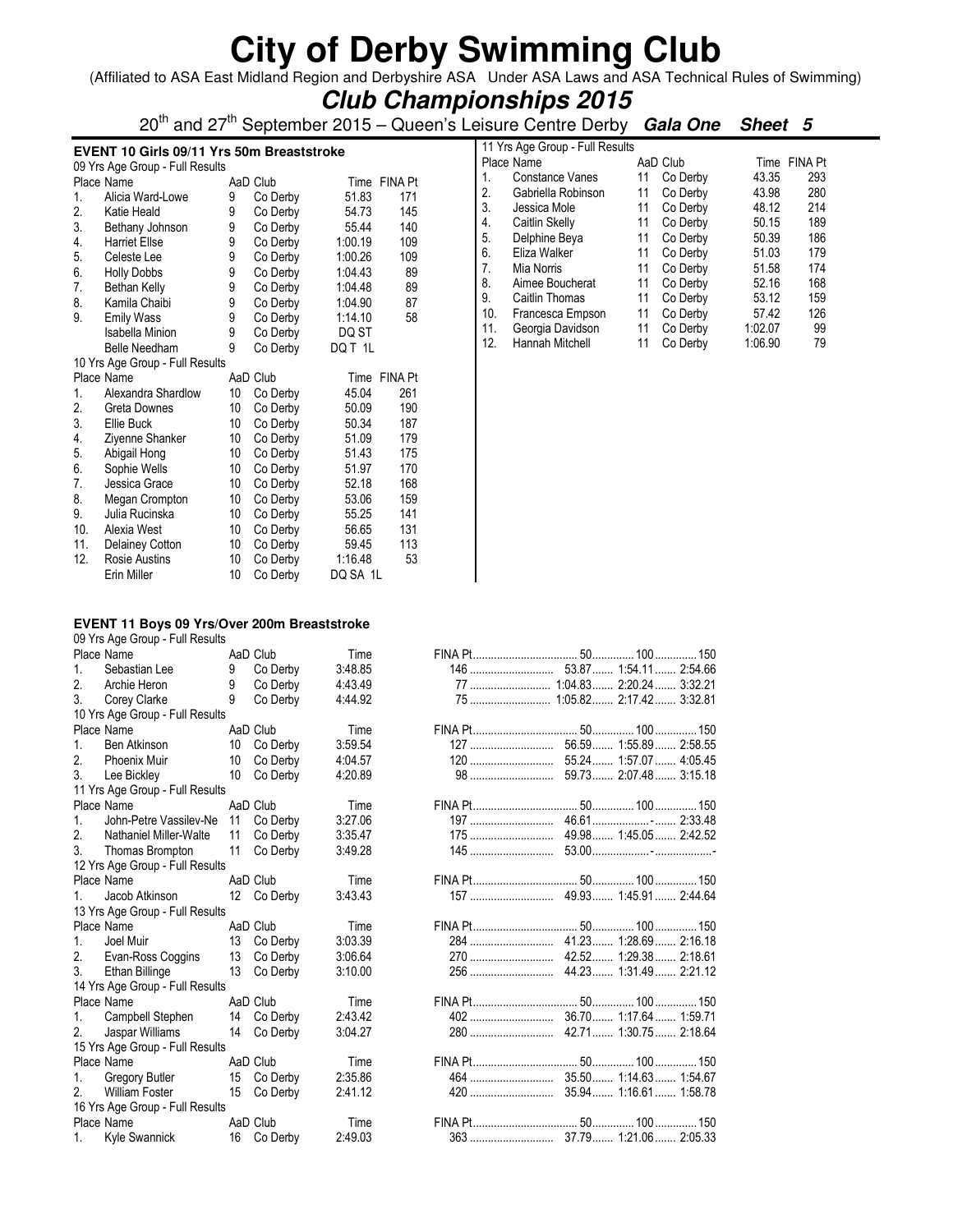# City of Derby Swimming Club

(Affiliated to ASA East Midland Region and Derbyshire ASA Under ASA Laws and ASA Technical Rules of Swimming)

## *Club Championships 2015*

20th and 27th September 2015 – Queen's Leisure Centre Derby ***Gala One*** ***Sheet 5***

### EVENT 10 Girls 09/11 Yrs 50m Breaststroke

09 Yrs Age Group - Full Results

| Place | Name | AaD | Club | Time | FINA Pt |
|---|---|---|---|---|---|
| 1. | Alicia Ward-Lowe | 9 | Co Derby | 51.83 | 171 |
| 2. | Katie Heald | 9 | Co Derby | 54.73 | 145 |
| 3. | Bethany Johnson | 9 | Co Derby | 55.44 | 140 |
| 4. | Harriet Ellse | 9 | Co Derby | 1:00.19 | 109 |
| 5. | Celeste Lee | 9 | Co Derby | 1:00.26 | 109 |
| 6. | Holly Dobbs | 9 | Co Derby | 1:04.43 | 89 |
| 7. | Bethan Kelly | 9 | Co Derby | 1:04.48 | 89 |
| 8. | Kamila Chaibi | 9 | Co Derby | 1:04.90 | 87 |
| 9. | Emily Wass | 9 | Co Derby | 1:14.10 | 58 |
| | Isabella Minion | 9 | Co Derby | DQ ST | |
| | Belle Needham | 9 | Co Derby | DQ T 1L | |

10 Yrs Age Group - Full Results

| Place | Name | AaD | Club | Time | FINA Pt |
|---|---|---|---|---|---|
| 1. | Alexandra Shardlow | 10 | Co Derby | 45.04 | 261 |
| 2. | Greta Downes | 10 | Co Derby | 50.09 | 190 |
| 3. | Ellie Buck | 10 | Co Derby | 50.34 | 187 |
| 4. | Ziyenne Shanker | 10 | Co Derby | 51.09 | 179 |
| 5. | Abigail Hong | 10 | Co Derby | 51.43 | 175 |
| 6. | Sophie Wells | 10 | Co Derby | 51.97 | 170 |
| 7. | Jessica Grace | 10 | Co Derby | 52.18 | 168 |
| 8. | Megan Crompton | 10 | Co Derby | 53.06 | 159 |
| 9. | Julia Rucinska | 10 | Co Derby | 55.25 | 141 |
| 10. | Alexia West | 10 | Co Derby | 56.65 | 131 |
| 11. | Delainey Cotton | 10 | Co Derby | 59.45 | 113 |
| 12. | Rosie Austins | 10 | Co Derby | 1:16.48 | 53 |
| | Erin Miller | 10 | Co Derby | DQ SA 1L | |

11 Yrs Age Group - Full Results

| Place | Name | AaD | Club | Time | FINA Pt |
|---|---|---|---|---|---|
| 1. | Constance Vanes | 11 | Co Derby | 43.35 | 293 |
| 2. | Gabriella Robinson | 11 | Co Derby | 43.98 | 280 |
| 3. | Jessica Mole | 11 | Co Derby | 48.12 | 214 |
| 4. | Caitlin Skelly | 11 | Co Derby | 50.15 | 189 |
| 5. | Delphine Beya | 11 | Co Derby | 50.39 | 186 |
| 6. | Eliza Walker | 11 | Co Derby | 51.03 | 179 |
| 7. | Mia Norris | 11 | Co Derby | 51.58 | 174 |
| 8. | Aimee Boucherat | 11 | Co Derby | 52.16 | 168 |
| 9. | Caitlin Thomas | 11 | Co Derby | 53.12 | 159 |
| 10. | Francesca Empson | 11 | Co Derby | 57.42 | 126 |
| 11. | Georgia Davidson | 11 | Co Derby | 1:02.07 | 99 |
| 12. | Hannah Mitchell | 11 | Co Derby | 1:06.90 | 79 |

### EVENT 11 Boys 09 Yrs/Over 200m Breaststroke

09 Yrs Age Group - Full Results

| Place | Name | AaD | Club | Time | FINA Pt | 50 | 100 | 150 |
|---|---|---|---|---|---|---|---|---|
| 1. | Sebastian Lee | 9 | Co Derby | 3:48.85 | 146 | 53.87 | 1:54.11 | 2:54.66 |
| 2. | Archie Heron | 9 | Co Derby | 4:43.49 | 77 | 1:04.83 | 2:20.24 | 3:32.21 |
| 3. | Corey Clarke | 9 | Co Derby | 4:44.92 | 75 | 1:05.82 | 2:17.42 | 3:32.81 |

10 Yrs Age Group - Full Results

| Place | Name | AaD | Club | Time | FINA Pt | 50 | 100 | 150 |
|---|---|---|---|---|---|---|---|---|
| 1. | Ben Atkinson | 10 | Co Derby | 3:59.54 | 127 | 56.59 | 1:55.89 | 2:58.55 |
| 2. | Phoenix Muir | 10 | Co Derby | 4:04.57 | 120 | 55.24 | 1:57.07 | 4:05.45 |
| 3. | Lee Bickley | 10 | Co Derby | 4:20.89 | 98 | 59.73 | 2:07.48 | 3:15.18 |

11 Yrs Age Group - Full Results

| Place | Name | AaD | Club | Time | FINA Pt | 50 | 100 | 150 |
|---|---|---|---|---|---|---|---|---|
| 1. | John-Petre Vassilev-Ne | 11 | Co Derby | 3:27.06 | 197 | 46.61 | - | 2:33.48 |
| 2. | Nathaniel Miller-Walte | 11 | Co Derby | 3:35.47 | 175 | 49.98 | 1:45.05 | 2:42.52 |
| 3. | Thomas Brompton | 11 | Co Derby | 3:49.28 | 145 | 53.00 | - | - |

12 Yrs Age Group - Full Results

| Place | Name | AaD | Club | Time | FINA Pt | 50 | 100 | 150 |
|---|---|---|---|---|---|---|---|---|
| 1. | Jacob Atkinson | 12 | Co Derby | 3:43.43 | 157 | 49.93 | 1:45.91 | 2:44.64 |

13 Yrs Age Group - Full Results

| Place | Name | AaD | Club | Time | FINA Pt | 50 | 100 | 150 |
|---|---|---|---|---|---|---|---|---|
| 1. | Joel Muir | 13 | Co Derby | 3:03.39 | 284 | 41.23 | 1:28.69 | 2:16.18 |
| 2. | Evan-Ross Coggins | 13 | Co Derby | 3:06.64 | 270 | 42.52 | 1:29.38 | 2:18.61 |
| 3. | Ethan Billinge | 13 | Co Derby | 3:10.00 | 256 | 44.23 | 1:31.49 | 2:21.12 |

14 Yrs Age Group - Full Results

| Place | Name | AaD | Club | Time | FINA Pt | 50 | 100 | 150 |
|---|---|---|---|---|---|---|---|---|
| 1. | Campbell Stephen | 14 | Co Derby | 2:43.42 | 402 | 36.70 | 1:17.64 | 1:59.71 |
| 2. | Jaspar Williams | 14 | Co Derby | 3:04.27 | 280 | 42.71 | 1:30.75 | 2:18.64 |

15 Yrs Age Group - Full Results

| Place | Name | AaD | Club | Time | FINA Pt | 50 | 100 | 150 |
|---|---|---|---|---|---|---|---|---|
| 1. | Gregory Butler | 15 | Co Derby | 2:35.86 | 464 | 35.50 | 1:14.63 | 1:54.67 |
| 2. | William Foster | 15 | Co Derby | 2:41.12 | 420 | 35.94 | 1:16.61 | 1:58.78 |

16 Yrs Age Group - Full Results

| Place | Name | AaD | Club | Time | FINA Pt | 50 | 100 | 150 |
|---|---|---|---|---|---|---|---|---|
| 1. | Kyle Swannick | 16 | Co Derby | 2:49.03 | 363 | 37.79 | 1:21.06 | 2:05.33 |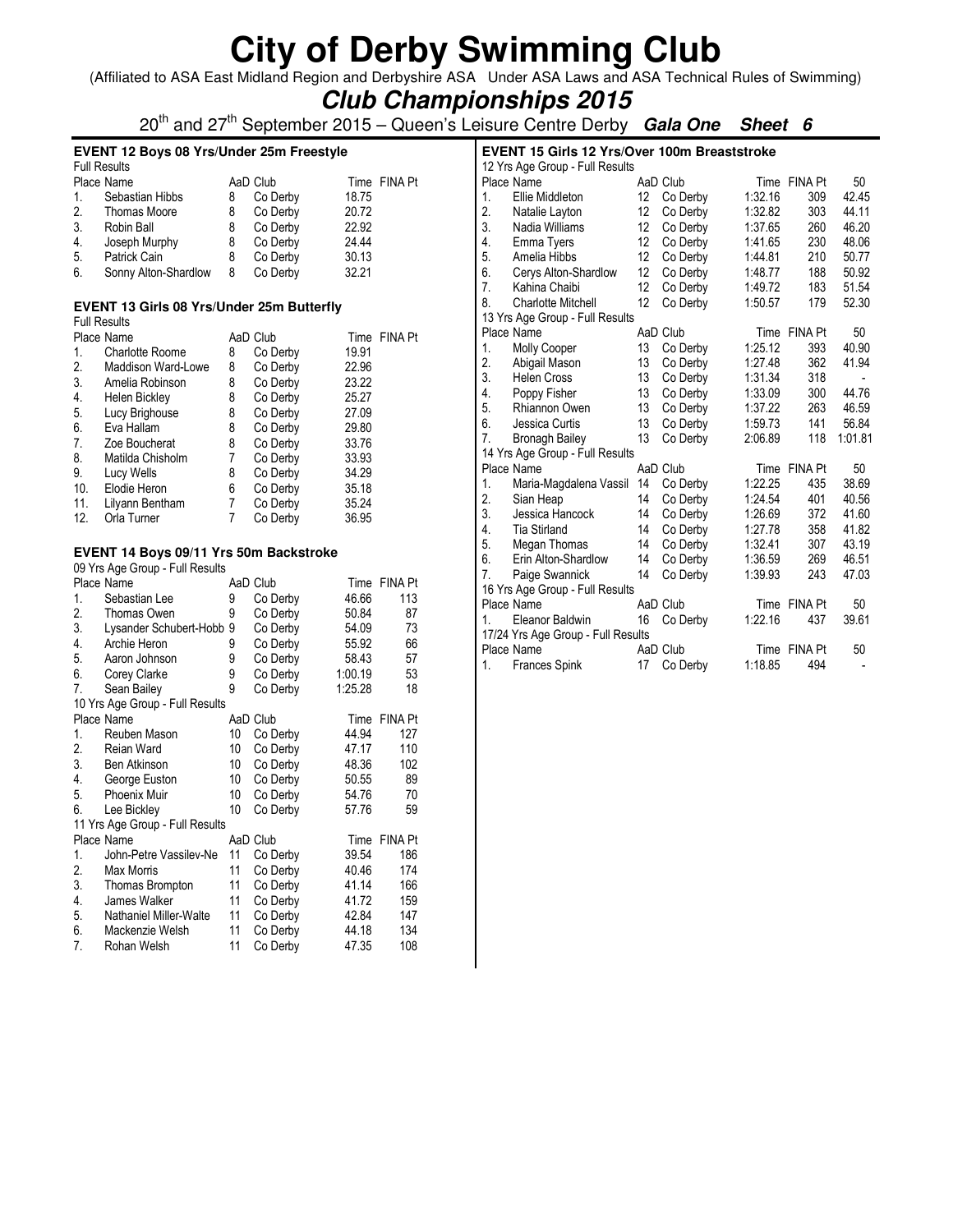# City of Derby Swimming Club

(Affiliated to ASA East Midland Region and Derbyshire ASA Under ASA Laws and ASA Technical Rules of Swimming)

## *Club Championships 2015*

20th and 27th September 2015 – Queen's Leisure Centre Derby ***Gala One Sheet 6***

### EVENT 12 Boys 08 Yrs/Under 25m Freestyle

Full Results

| Place | Name | AaD | Club | Time | FINA Pt |
|---|---|---|---|---|---|
| 1. | Sebastian Hibbs | 8 | Co Derby | 18.75 | |
| 2. | Thomas Moore | 8 | Co Derby | 20.72 | |
| 3. | Robin Ball | 8 | Co Derby | 22.92 | |
| 4. | Joseph Murphy | 8 | Co Derby | 24.44 | |
| 5. | Patrick Cain | 8 | Co Derby | 30.13 | |
| 6. | Sonny Alton-Shardlow | 8 | Co Derby | 32.21 | |

### EVENT 13 Girls 08 Yrs/Under 25m Butterfly

Full Results

| Place | Name | AaD | Club | Time | FINA Pt |
|---|---|---|---|---|---|
| 1. | Charlotte Roome | 8 | Co Derby | 19.91 | |
| 2. | Maddison Ward-Lowe | 8 | Co Derby | 22.96 | |
| 3. | Amelia Robinson | 8 | Co Derby | 23.22 | |
| 4. | Helen Bickley | 8 | Co Derby | 25.27 | |
| 5. | Lucy Brighouse | 8 | Co Derby | 27.09 | |
| 6. | Eva Hallam | 8 | Co Derby | 29.80 | |
| 7. | Zoe Boucherat | 8 | Co Derby | 33.76 | |
| 8. | Matilda Chisholm | 7 | Co Derby | 33.93 | |
| 9. | Lucy Wells | 8 | Co Derby | 34.29 | |
| 10. | Elodie Heron | 6 | Co Derby | 35.18 | |
| 11. | Lilyann Bentham | 7 | Co Derby | 35.24 | |
| 12. | Orla Turner | 7 | Co Derby | 36.95 | |

### EVENT 14 Boys 09/11 Yrs 50m Backstroke

09 Yrs Age Group - Full Results

| Place | Name | AaD | Club | Time | FINA Pt |
|---|---|---|---|---|---|
| 1. | Sebastian Lee | 9 | Co Derby | 46.66 | 113 |
| 2. | Thomas Owen | 9 | Co Derby | 50.84 | 87 |
| 3. | Lysander Schubert-Hobb | 9 | Co Derby | 54.09 | 73 |
| 4. | Archie Heron | 9 | Co Derby | 55.92 | 66 |
| 5. | Aaron Johnson | 9 | Co Derby | 58.43 | 57 |
| 6. | Corey Clarke | 9 | Co Derby | 1:00.19 | 53 |
| 7. | Sean Bailey | 9 | Co Derby | 1:25.28 | 18 |

10 Yrs Age Group - Full Results

| Place | Name | AaD | Club | Time | FINA Pt |
|---|---|---|---|---|---|
| 1. | Reuben Mason | 10 | Co Derby | 44.94 | 127 |
| 2. | Reian Ward | 10 | Co Derby | 47.17 | 110 |
| 3. | Ben Atkinson | 10 | Co Derby | 48.36 | 102 |
| 4. | George Euston | 10 | Co Derby | 50.55 | 89 |
| 5. | Phoenix Muir | 10 | Co Derby | 54.76 | 70 |
| 6. | Lee Bickley | 10 | Co Derby | 57.76 | 59 |

11 Yrs Age Group - Full Results

| Place | Name | AaD | Club | Time | FINA Pt |
|---|---|---|---|---|---|
| 1. | John-Petre Vassilev-Ne | 11 | Co Derby | 39.54 | 186 |
| 2. | Max Morris | 11 | Co Derby | 40.46 | 174 |
| 3. | Thomas Brompton | 11 | Co Derby | 41.14 | 166 |
| 4. | James Walker | 11 | Co Derby | 41.72 | 159 |
| 5. | Nathaniel Miller-Walte | 11 | Co Derby | 42.84 | 147 |
| 6. | Mackenzie Welsh | 11 | Co Derby | 44.18 | 134 |
| 7. | Rohan Welsh | 11 | Co Derby | 47.35 | 108 |

### EVENT 15 Girls 12 Yrs/Over 100m Breaststroke

12 Yrs Age Group - Full Results

| Place | Name | AaD | Club | Time | FINA Pt | 50 |
|---|---|---|---|---|---|---|
| 1. | Ellie Middleton | 12 | Co Derby | 1:32.16 | 309 | 42.45 |
| 2. | Natalie Layton | 12 | Co Derby | 1:32.82 | 303 | 44.11 |
| 3. | Nadia Williams | 12 | Co Derby | 1:37.65 | 260 | 46.20 |
| 4. | Emma Tyers | 12 | Co Derby | 1:41.65 | 230 | 48.06 |
| 5. | Amelia Hibbs | 12 | Co Derby | 1:44.81 | 210 | 50.77 |
| 6. | Cerys Alton-Shardlow | 12 | Co Derby | 1:48.77 | 188 | 50.92 |
| 7. | Kahina Chaibi | 12 | Co Derby | 1:49.72 | 183 | 51.54 |
| 8. | Charlotte Mitchell | 12 | Co Derby | 1:50.57 | 179 | 52.30 |

13 Yrs Age Group - Full Results

| Place | Name | AaD | Club | Time | FINA Pt | 50 |
|---|---|---|---|---|---|---|
| 1. | Molly Cooper | 13 | Co Derby | 1:25.12 | 393 | 40.90 |
| 2. | Abigail Mason | 13 | Co Derby | 1:27.48 | 362 | 41.94 |
| 3. | Helen Cross | 13 | Co Derby | 1:31.34 | 318 | - |
| 4. | Poppy Fisher | 13 | Co Derby | 1:33.09 | 300 | 44.76 |
| 5. | Rhiannon Owen | 13 | Co Derby | 1:37.22 | 263 | 46.59 |
| 6. | Jessica Curtis | 13 | Co Derby | 1:59.73 | 141 | 56.84 |
| 7. | Bronagh Bailey | 13 | Co Derby | 2:06.89 | 118 | 1:01.81 |

14 Yrs Age Group - Full Results

| Place | Name | AaD | Club | Time | FINA Pt | 50 |
|---|---|---|---|---|---|---|
| 1. | Maria-Magdalena Vassil | 14 | Co Derby | 1:22.25 | 435 | 38.69 |
| 2. | Sian Heap | 14 | Co Derby | 1:24.54 | 401 | 40.56 |
| 3. | Jessica Hancock | 14 | Co Derby | 1:26.69 | 372 | 41.60 |
| 4. | Tia Stirland | 14 | Co Derby | 1:27.78 | 358 | 41.82 |
| 5. | Megan Thomas | 14 | Co Derby | 1:32.41 | 307 | 43.19 |
| 6. | Erin Alton-Shardlow | 14 | Co Derby | 1:36.59 | 269 | 46.51 |
| 7. | Paige Swannick | 14 | Co Derby | 1:39.93 | 243 | 47.03 |

16 Yrs Age Group - Full Results

| Place | Name | AaD | Club | Time | FINA Pt | 50 |
|---|---|---|---|---|---|---|
| 1. | Eleanor Baldwin | 16 | Co Derby | 1:22.16 | 437 | 39.61 |

17/24 Yrs Age Group - Full Results

| Place | Name | AaD | Club | Time | FINA Pt | 50 |
|---|---|---|---|---|---|---|
| 1. | Frances Spink | 17 | Co Derby | 1:18.85 | 494 | - |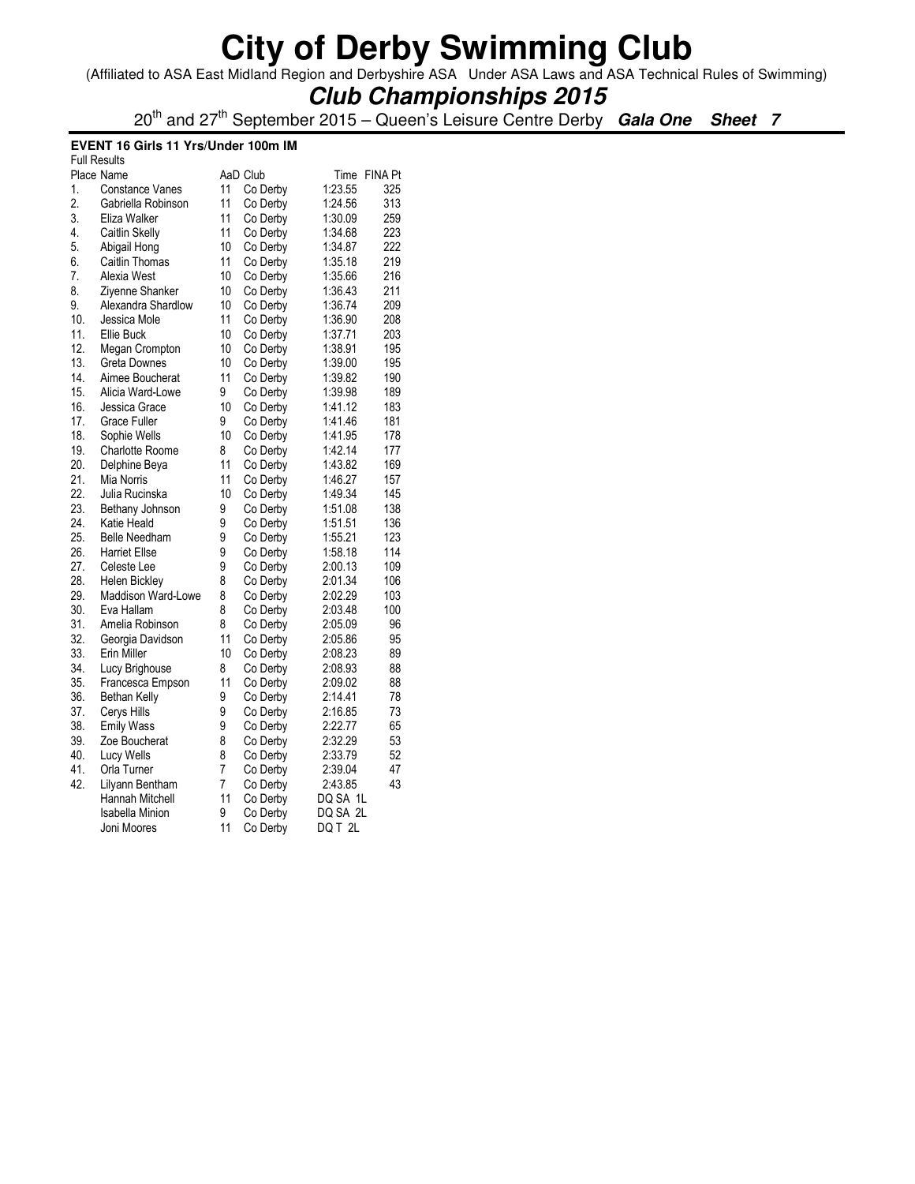# City of Derby Swimming Club

(Affiliated to ASA East Midland Region and Derbyshire ASA Under ASA Laws and ASA Technical Rules of Swimming)

## *Club Championships 2015*

20th and 27th September 2015 – Queen's Leisure Centre Derby ***Gala One Sheet 7***

**EVENT 16 Girls 11 Yrs/Under 100m IM**

Full Results

| Place | Name | AaD | Club | Time | FINA Pt |
|---|---|---|---|---|---|
| 1. | Constance Vanes | 11 | Co Derby | 1:23.55 | 325 |
| 2. | Gabriella Robinson | 11 | Co Derby | 1:24.56 | 313 |
| 3. | Eliza Walker | 11 | Co Derby | 1:30.09 | 259 |
| 4. | Caitlin Skelly | 11 | Co Derby | 1:34.68 | 223 |
| 5. | Abigail Hong | 10 | Co Derby | 1:34.87 | 222 |
| 6. | Caitlin Thomas | 11 | Co Derby | 1:35.18 | 219 |
| 7. | Alexia West | 10 | Co Derby | 1:35.66 | 216 |
| 8. | Ziyenne Shanker | 10 | Co Derby | 1:36.43 | 211 |
| 9. | Alexandra Shardlow | 10 | Co Derby | 1:36.74 | 209 |
| 10. | Jessica Mole | 11 | Co Derby | 1:36.90 | 208 |
| 11. | Ellie Buck | 10 | Co Derby | 1:37.71 | 203 |
| 12. | Megan Crompton | 10 | Co Derby | 1:38.91 | 195 |
| 13. | Greta Downes | 10 | Co Derby | 1:39.00 | 195 |
| 14. | Aimee Boucherat | 11 | Co Derby | 1:39.82 | 190 |
| 15. | Alicia Ward-Lowe | 9 | Co Derby | 1:39.98 | 189 |
| 16. | Jessica Grace | 10 | Co Derby | 1:41.12 | 183 |
| 17. | Grace Fuller | 9 | Co Derby | 1:41.46 | 181 |
| 18. | Sophie Wells | 10 | Co Derby | 1:41.95 | 178 |
| 19. | Charlotte Roome | 8 | Co Derby | 1:42.14 | 177 |
| 20. | Delphine Beya | 11 | Co Derby | 1:43.82 | 169 |
| 21. | Mia Norris | 11 | Co Derby | 1:46.27 | 157 |
| 22. | Julia Rucinska | 10 | Co Derby | 1:49.34 | 145 |
| 23. | Bethany Johnson | 9 | Co Derby | 1:51.08 | 138 |
| 24. | Katie Heald | 9 | Co Derby | 1:51.51 | 136 |
| 25. | Belle Needham | 9 | Co Derby | 1:55.21 | 123 |
| 26. | Harriet Ellse | 9 | Co Derby | 1:58.18 | 114 |
| 27. | Celeste Lee | 9 | Co Derby | 2:00.13 | 109 |
| 28. | Helen Bickley | 8 | Co Derby | 2:01.34 | 106 |
| 29. | Maddison Ward-Lowe | 8 | Co Derby | 2:02.29 | 103 |
| 30. | Eva Hallam | 8 | Co Derby | 2:03.48 | 100 |
| 31. | Amelia Robinson | 8 | Co Derby | 2:05.09 | 96 |
| 32. | Georgia Davidson | 11 | Co Derby | 2:05.86 | 95 |
| 33. | Erin Miller | 10 | Co Derby | 2:08.23 | 89 |
| 34. | Lucy Brighouse | 8 | Co Derby | 2:08.93 | 88 |
| 35. | Francesca Empson | 11 | Co Derby | 2:09.02 | 88 |
| 36. | Bethan Kelly | 9 | Co Derby | 2:14.41 | 78 |
| 37. | Cerys Hills | 9 | Co Derby | 2:16.85 | 73 |
| 38. | Emily Wass | 9 | Co Derby | 2:22.77 | 65 |
| 39. | Zoe Boucherat | 8 | Co Derby | 2:32.29 | 53 |
| 40. | Lucy Wells | 8 | Co Derby | 2:33.79 | 52 |
| 41. | Orla Turner | 7 | Co Derby | 2:39.04 | 47 |
| 42. | Lilyann Bentham | 7 | Co Derby | 2:43.85 | 43 |
| | Hannah Mitchell | 11 | Co Derby | DQ SA 1L | |
| | Isabella Minion | 9 | Co Derby | DQ SA 2L | |
| | Joni Moores | 11 | Co Derby | DQ T 2L | |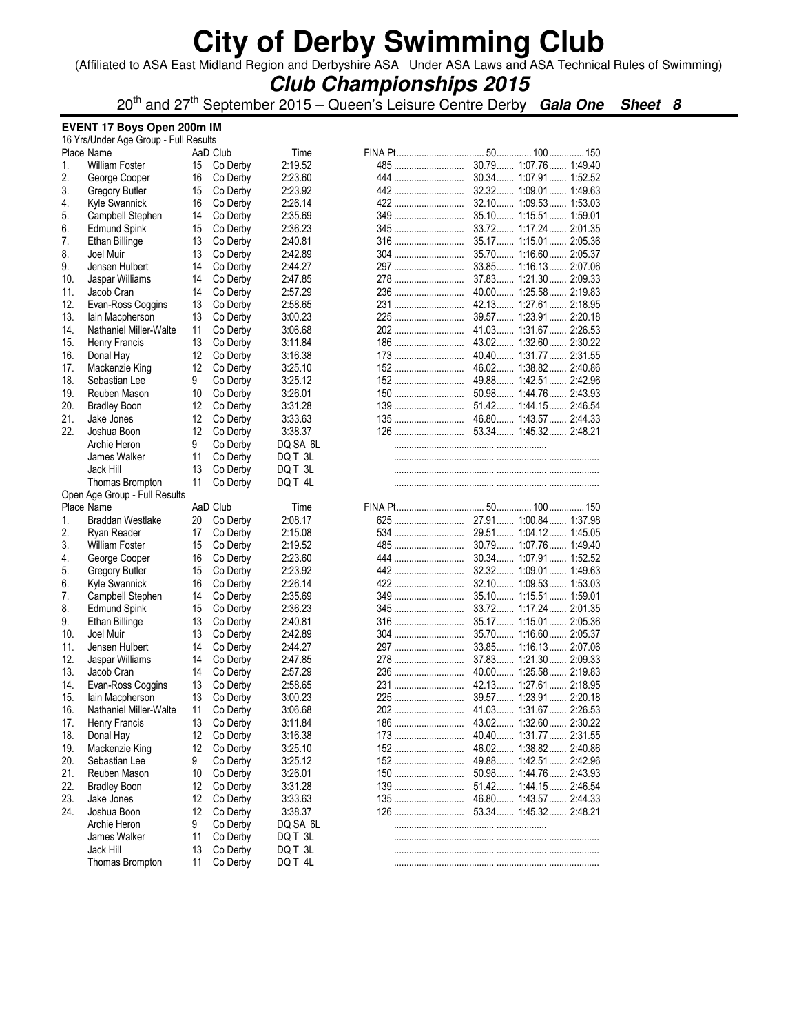# City of Derby Swimming Club

(Affiliated to ASA East Midland Region and Derbyshire ASA Under ASA Laws and ASA Technical Rules of Swimming)

## *Club Championships 2015*

20th and 27th September 2015 – Queen's Leisure Centre Derby ***Gala One*** ***Sheet 8***

### EVENT 17 Boys Open 200m IM

16 Yrs/Under Age Group - Full Results

| Place | Name | AaD | Club | Time | FINA Pt | 50 | 100 | 150 |
|---|---|---|---|---|---|---|---|---|
| 1. | William Foster | 15 | Co Derby | 2:19.52 | 485 | 30.79 | 1:07.76 | 1:49.40 |
| 2. | George Cooper | 16 | Co Derby | 2:23.60 | 444 | 30.34 | 1:07.91 | 1:52.52 |
| 3. | Gregory Butler | 15 | Co Derby | 2:23.92 | 442 | 32.32 | 1:09.01 | 1:49.63 |
| 4. | Kyle Swannick | 16 | Co Derby | 2:26.14 | 422 | 32.10 | 1:09.53 | 1:53.03 |
| 5. | Campbell Stephen | 14 | Co Derby | 2:35.69 | 349 | 35.10 | 1:15.51 | 1:59.01 |
| 6. | Edmund Spink | 15 | Co Derby | 2:36.23 | 345 | 33.72 | 1:17.24 | 2:01.35 |
| 7. | Ethan Billinge | 13 | Co Derby | 2:40.81 | 316 | 35.17 | 1:15.01 | 2:05.36 |
| 8. | Joel Muir | 13 | Co Derby | 2:42.89 | 304 | 35.70 | 1:16.60 | 2:05.37 |
| 9. | Jensen Hulbert | 14 | Co Derby | 2:44.27 | 297 | 33.85 | 1:16.13 | 2:07.06 |
| 10. | Jaspar Williams | 14 | Co Derby | 2:47.85 | 278 | 37.83 | 1:21.30 | 2:09.33 |
| 11. | Jacob Cran | 14 | Co Derby | 2:57.29 | 236 | 40.00 | 1:25.58 | 2:19.83 |
| 12. | Evan-Ross Coggins | 13 | Co Derby | 2:58.65 | 231 | 42.13 | 1:27.61 | 2:18.95 |
| 13. | Iain Macpherson | 13 | Co Derby | 3:00.23 | 225 | 39.57 | 1:23.91 | 2:20.18 |
| 14. | Nathaniel Miller-Walte | 11 | Co Derby | 3:06.68 | 202 | 41.03 | 1:31.67 | 2:26.53 |
| 15. | Henry Francis | 13 | Co Derby | 3:11.84 | 186 | 43.02 | 1:32.60 | 2:30.22 |
| 16. | Donal Hay | 12 | Co Derby | 3:16.38 | 173 | 40.40 | 1:31.77 | 2:31.55 |
| 17. | Mackenzie King | 12 | Co Derby | 3:25.10 | 152 | 46.02 | 1:38.82 | 2:40.86 |
| 18. | Sebastian Lee | 9 | Co Derby | 3:25.12 | 152 | 49.88 | 1:42.51 | 2:42.96 |
| 19. | Reuben Mason | 10 | Co Derby | 3:26.01 | 150 | 50.98 | 1:44.76 | 2:43.93 |
| 20. | Bradley Boon | 12 | Co Derby | 3:31.28 | 139 | 51.42 | 1:44.15 | 2:46.54 |
| 21. | Jake Jones | 12 | Co Derby | 3:33.63 | 135 | 46.80 | 1:43.57 | 2:44.33 |
| 22. | Joshua Boon | 12 | Co Derby | 3:38.37 | 126 | 53.34 | 1:45.32 | 2:48.21 |
| | Archie Heron | 9 | Co Derby | DQ SA 6L | | | | |
| | James Walker | 11 | Co Derby | DQ T 3L | | | | |
| | Jack Hill | 13 | Co Derby | DQ T 3L | | | | |
| | Thomas Brompton | 11 | Co Derby | DQ T 4L | | | | |

Open Age Group - Full Results

| Place | Name | AaD | Club | Time | FINA Pt | 50 | 100 | 150 |
|---|---|---|---|---|---|---|---|---|
| 1. | Braddan Westlake | 20 | Co Derby | 2:08.17 | 625 | 27.91 | 1:00.84 | 1:37.98 |
| 2. | Ryan Reader | 17 | Co Derby | 2:15.08 | 534 | 29.51 | 1:04.12 | 1:45.05 |
| 3. | William Foster | 15 | Co Derby | 2:19.52 | 485 | 30.79 | 1:07.76 | 1:49.40 |
| 4. | George Cooper | 16 | Co Derby | 2:23.60 | 444 | 30.34 | 1:07.91 | 1:52.52 |
| 5. | Gregory Butler | 15 | Co Derby | 2:23.92 | 442 | 32.32 | 1:09.01 | 1:49.63 |
| 6. | Kyle Swannick | 16 | Co Derby | 2:26.14 | 422 | 32.10 | 1:09.53 | 1:53.03 |
| 7. | Campbell Stephen | 14 | Co Derby | 2:35.69 | 349 | 35.10 | 1:15.51 | 1:59.01 |
| 8. | Edmund Spink | 15 | Co Derby | 2:36.23 | 345 | 33.72 | 1:17.24 | 2:01.35 |
| 9. | Ethan Billinge | 13 | Co Derby | 2:40.81 | 316 | 35.17 | 1:15.01 | 2:05.36 |
| 10. | Joel Muir | 13 | Co Derby | 2:42.89 | 304 | 35.70 | 1:16.60 | 2:05.37 |
| 11. | Jensen Hulbert | 14 | Co Derby | 2:44.27 | 297 | 33.85 | 1:16.13 | 2:07.06 |
| 12. | Jaspar Williams | 14 | Co Derby | 2:47.85 | 278 | 37.83 | 1:21.30 | 2:09.33 |
| 13. | Jacob Cran | 14 | Co Derby | 2:57.29 | 236 | 40.00 | 1:25.58 | 2:19.83 |
| 14. | Evan-Ross Coggins | 13 | Co Derby | 2:58.65 | 231 | 42.13 | 1:27.61 | 2:18.95 |
| 15. | Iain Macpherson | 13 | Co Derby | 3:00.23 | 225 | 39.57 | 1:23.91 | 2:20.18 |
| 16. | Nathaniel Miller-Walte | 11 | Co Derby | 3:06.68 | 202 | 41.03 | 1:31.67 | 2:26.53 |
| 17. | Henry Francis | 13 | Co Derby | 3:11.84 | 186 | 43.02 | 1:32.60 | 2:30.22 |
| 18. | Donal Hay | 12 | Co Derby | 3:16.38 | 173 | 40.40 | 1:31.77 | 2:31.55 |
| 19. | Mackenzie King | 12 | Co Derby | 3:25.10 | 152 | 46.02 | 1:38.82 | 2:40.86 |
| 20. | Sebastian Lee | 9 | Co Derby | 3:25.12 | 152 | 49.88 | 1:42.51 | 2:42.96 |
| 21. | Reuben Mason | 10 | Co Derby | 3:26.01 | 150 | 50.98 | 1:44.76 | 2:43.93 |
| 22. | Bradley Boon | 12 | Co Derby | 3:31.28 | 139 | 51.42 | 1:44.15 | 2:46.54 |
| 23. | Jake Jones | 12 | Co Derby | 3:33.63 | 135 | 46.80 | 1:43.57 | 2:44.33 |
| 24. | Joshua Boon | 12 | Co Derby | 3:38.37 | 126 | 53.34 | 1:45.32 | 2:48.21 |
| | Archie Heron | 9 | Co Derby | DQ SA 6L | | | | |
| | James Walker | 11 | Co Derby | DQ T 3L | | | | |
| | Jack Hill | 13 | Co Derby | DQ T 3L | | | | |
| | Thomas Brompton | 11 | Co Derby | DQ T 4L | | | | |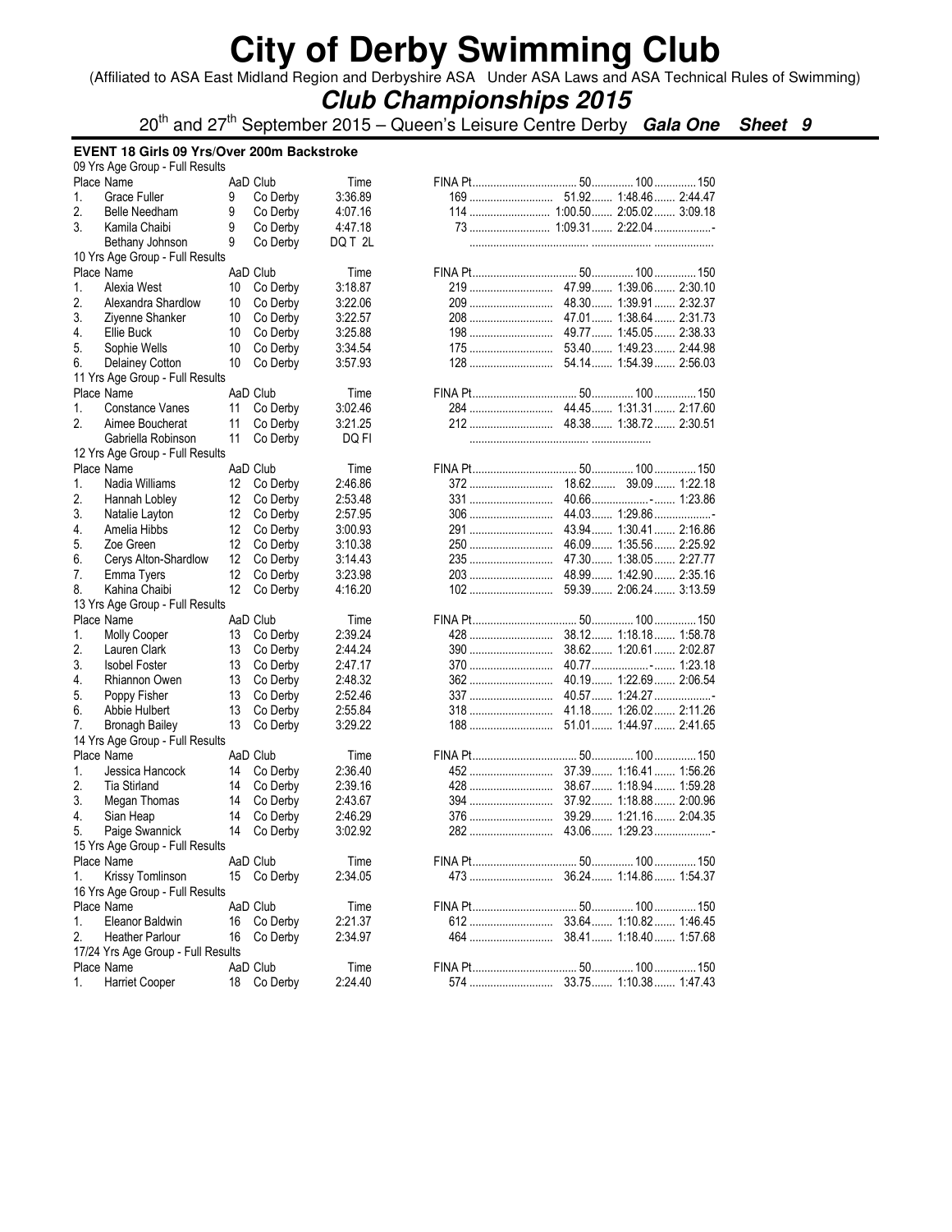# City of Derby Swimming Club

(Affiliated to ASA East Midland Region and Derbyshire ASA Under ASA Laws and ASA Technical Rules of Swimming)

## *Club Championships 2015*

20th and 27th September 2015 – Queen's Leisure Centre Derby ***Gala One Sheet 9***

### EVENT 18 Girls 09 Yrs/Over 200m Backstroke

**09 Yrs Age Group - Full Results**

| Place | Name | AaD | Club | Time | FINA Pt | 50 | 100 | 150 |
|---|---|---|---|---|---|---|---|---|
| 1. | Grace Fuller | 9 | Co Derby | 3:36.89 | 169 | 51.92 | 1:48.46 | 2:44.47 |
| 2. | Belle Needham | 9 | Co Derby | 4:07.16 | 114 | 1:00.50 | 2:05.02 | 3:09.18 |
| 3. | Kamila Chaibi | 9 | Co Derby | 4:47.18 | 73 | 1:09.31 | 2:22.04 | - |
| | Bethany Johnson | 9 | Co Derby | DQ T 2L | | | | |

**10 Yrs Age Group - Full Results**

| Place | Name | AaD | Club | Time | FINA Pt | 50 | 100 | 150 |
|---|---|---|---|---|---|---|---|---|
| 1. | Alexia West | 10 | Co Derby | 3:18.87 | 219 | 47.99 | 1:39.06 | 2:30.10 |
| 2. | Alexandra Shardlow | 10 | Co Derby | 3:22.06 | 209 | 48.30 | 1:39.91 | 2:32.37 |
| 3. | Ziyenne Shanker | 10 | Co Derby | 3:22.57 | 208 | 47.01 | 1:38.64 | 2:31.73 |
| 4. | Ellie Buck | 10 | Co Derby | 3:25.88 | 198 | 49.77 | 1:45.05 | 2:38.33 |
| 5. | Sophie Wells | 10 | Co Derby | 3:34.54 | 175 | 53.40 | 1:49.23 | 2:44.98 |
| 6. | Delainey Cotton | 10 | Co Derby | 3:57.93 | 128 | 54.14 | 1:54.39 | 2:56.03 |

**11 Yrs Age Group - Full Results**

| Place | Name | AaD | Club | Time | FINA Pt | 50 | 100 | 150 |
|---|---|---|---|---|---|---|---|---|
| 1. | Constance Vanes | 11 | Co Derby | 3:02.46 | 284 | 44.45 | 1:31.31 | 2:17.60 |
| 2. | Aimee Boucherat | 11 | Co Derby | 3:21.25 | 212 | 48.38 | 1:38.72 | 2:30.51 |
| | Gabriella Robinson | 11 | Co Derby | DQ FI | | | | |

**12 Yrs Age Group - Full Results**

| Place | Name | AaD | Club | Time | FINA Pt | 50 | 100 | 150 |
|---|---|---|---|---|---|---|---|---|
| 1. | Nadia Williams | 12 | Co Derby | 2:46.86 | 372 | 18.62 | 39.09 | 1:22.18 |
| 2. | Hannah Lobley | 12 | Co Derby | 2:53.48 | 331 | 40.66 | - | 1:23.86 |
| 3. | Natalie Layton | 12 | Co Derby | 2:57.95 | 306 | 44.03 | 1:29.86 | - |
| 4. | Amelia Hibbs | 12 | Co Derby | 3:00.93 | 291 | 43.94 | 1:30.41 | 2:16.86 |
| 5. | Zoe Green | 12 | Co Derby | 3:10.38 | 250 | 46.09 | 1:35.56 | 2:25.92 |
| 6. | Cerys Alton-Shardlow | 12 | Co Derby | 3:14.43 | 235 | 47.30 | 1:38.05 | 2:27.77 |
| 7. | Emma Tyers | 12 | Co Derby | 3:23.98 | 203 | 48.99 | 1:42.90 | 2:35.16 |
| 8. | Kahina Chaibi | 12 | Co Derby | 4:16.20 | 102 | 59.39 | 2:06.24 | 3:13.59 |

**13 Yrs Age Group - Full Results**

| Place | Name | AaD | Club | Time | FINA Pt | 50 | 100 | 150 |
|---|---|---|---|---|---|---|---|---|
| 1. | Molly Cooper | 13 | Co Derby | 2:39.24 | 428 | 38.12 | 1:18.18 | 1:58.78 |
| 2. | Lauren Clark | 13 | Co Derby | 2:44.24 | 390 | 38.62 | 1:20.61 | 2:02.87 |
| 3. | Isobel Foster | 13 | Co Derby | 2:47.17 | 370 | 40.77 | - | 1:23.18 |
| 4. | Rhiannon Owen | 13 | Co Derby | 2:48.32 | 362 | 40.19 | 1:22.69 | 2:06.54 |
| 5. | Poppy Fisher | 13 | Co Derby | 2:52.46 | 337 | 40.57 | 1:24.27 | - |
| 6. | Abbie Hulbert | 13 | Co Derby | 2:55.84 | 318 | 41.18 | 1:26.02 | 2:11.26 |
| 7. | Bronagh Bailey | 13 | Co Derby | 3:29.22 | 188 | 51.01 | 1:44.97 | 2:41.65 |

**14 Yrs Age Group - Full Results**

| Place | Name | AaD | Club | Time | FINA Pt | 50 | 100 | 150 |
|---|---|---|---|---|---|---|---|---|
| 1. | Jessica Hancock | 14 | Co Derby | 2:36.40 | 452 | 37.39 | 1:16.41 | 1:56.26 |
| 2. | Tia Stirland | 14 | Co Derby | 2:39.16 | 428 | 38.67 | 1:18.94 | 1:59.28 |
| 3. | Megan Thomas | 14 | Co Derby | 2:43.67 | 394 | 37.92 | 1:18.88 | 2:00.96 |
| 4. | Sian Heap | 14 | Co Derby | 2:46.29 | 376 | 39.29 | 1:21.16 | 2:04.35 |
| 5. | Paige Swannick | 14 | Co Derby | 3:02.92 | 282 | 43.06 | 1:29.23 | - |

**15 Yrs Age Group - Full Results**

| Place | Name | AaD | Club | Time | FINA Pt | 50 | 100 | 150 |
|---|---|---|---|---|---|---|---|---|
| 1. | Krissy Tomlinson | 15 | Co Derby | 2:34.05 | 473 | 36.24 | 1:14.86 | 1:54.37 |

**16 Yrs Age Group - Full Results**

| Place | Name | AaD | Club | Time | FINA Pt | 50 | 100 | 150 |
|---|---|---|---|---|---|---|---|---|
| 1. | Eleanor Baldwin | 16 | Co Derby | 2:21.37 | 612 | 33.64 | 1:10.82 | 1:46.45 |
| 2. | Heather Parlour | 16 | Co Derby | 2:34.97 | 464 | 38.41 | 1:18.40 | 1:57.68 |

**17/24 Yrs Age Group - Full Results**

| Place | Name | AaD | Club | Time | FINA Pt | 50 | 100 | 150 |
|---|---|---|---|---|---|---|---|---|
| 1. | Harriet Cooper | 18 | Co Derby | 2:24.40 | 574 | 33.75 | 1:10.38 | 1:47.43 |